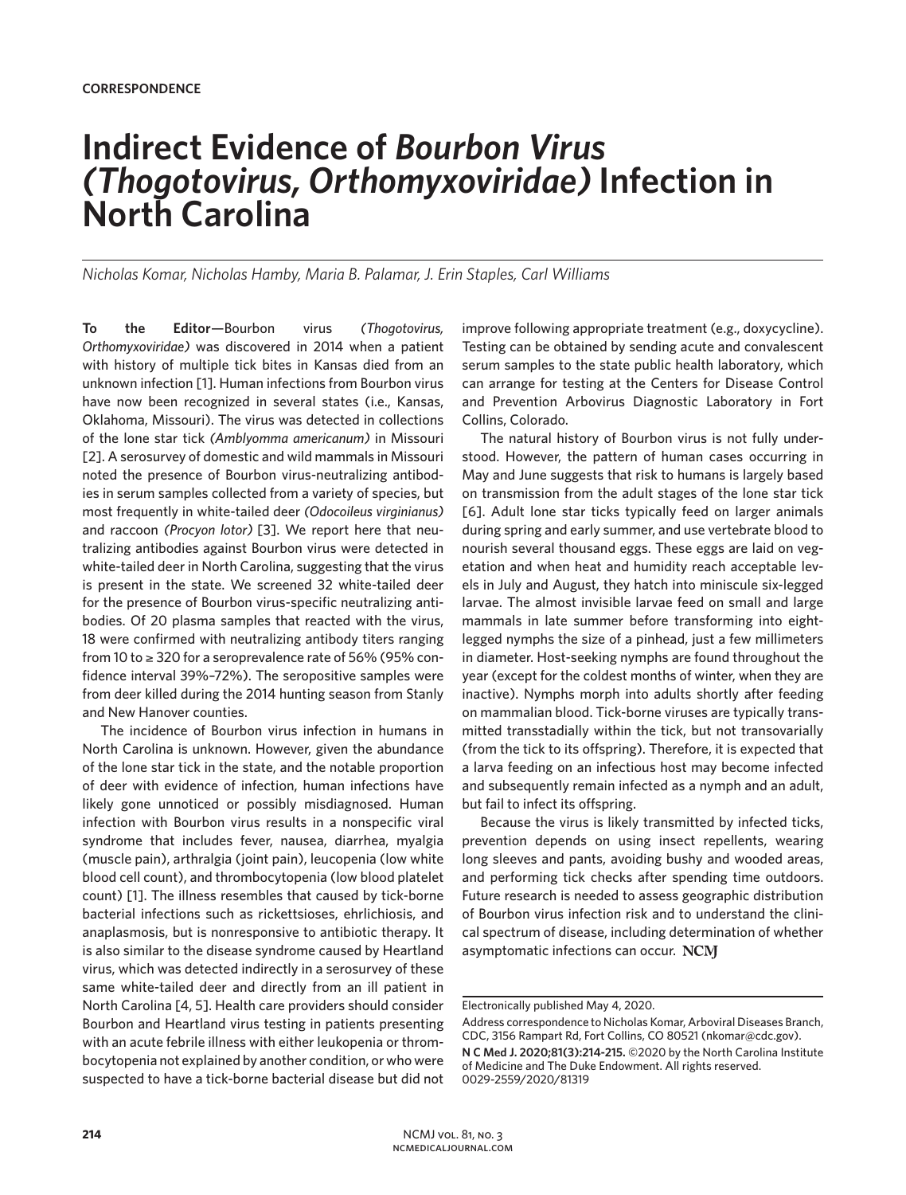**CORRESPONDENCE**

# Indirect Evidence of *Bourbon Virus (Thogotovirus, Orthomyxoviridae)* Infection in North Carolina

*Nicholas Komar, Nicholas Hamby, Maria B. Palamar, J. Erin Staples, Carl Williams*

**To the Editor**—Bourbon virus *(Thogotovirus, Orthomyxoviridae)* was discovered in 2014 when a patient with history of multiple tick bites in Kansas died from an unknown infection [1]. Human infections from Bourbon virus have now been recognized in several states (i.e., Kansas, Oklahoma, Missouri). The virus was detected in collections of the lone star tick *(Amblyomma americanum)* in Missouri [2]. A serosurvey of domestic and wild mammals in Missouri noted the presence of Bourbon virus-neutralizing antibodies in serum samples collected from a variety of species, but most frequently in white-tailed deer *(Odocoileus virginianus)* and raccoon *(Procyon lotor)* [3]. We report here that neutralizing antibodies against Bourbon virus were detected in white-tailed deer in North Carolina, suggesting that the virus is present in the state. We screened 32 white-tailed deer for the presence of Bourbon virus-specific neutralizing antibodies. Of 20 plasma samples that reacted with the virus, 18 were confirmed with neutralizing antibody titers ranging from 10 to ≥ 320 for a seroprevalence rate of 56% (95% confidence interval 39%–72%). The seropositive samples were from deer killed during the 2014 hunting season from Stanly and New Hanover counties.

The incidence of Bourbon virus infection in humans in North Carolina is unknown. However, given the abundance of the lone star tick in the state, and the notable proportion of deer with evidence of infection, human infections have likely gone unnoticed or possibly misdiagnosed. Human infection with Bourbon virus results in a nonspecific viral syndrome that includes fever, nausea, diarrhea, myalgia (muscle pain), arthralgia (joint pain), leucopenia (low white blood cell count), and thrombocytopenia (low blood platelet count) [1]. The illness resembles that caused by tick-borne bacterial infections such as rickettsioses, ehrlichiosis, and anaplasmosis, but is nonresponsive to antibiotic therapy. It is also similar to the disease syndrome caused by Heartland virus, which was detected indirectly in a serosurvey of these same white-tailed deer and directly from an ill patient in North Carolina [4, 5]. Health care providers should consider Bourbon and Heartland virus testing in patients presenting with an acute febrile illness with either leukopenia or thrombocytopenia not explained by another condition, or who were suspected to have a tick-borne bacterial disease but did not improve following appropriate treatment (e.g., doxycycline). Testing can be obtained by sending acute and convalescent serum samples to the state public health laboratory, which can arrange for testing at the Centers for Disease Control and Prevention Arbovirus Diagnostic Laboratory in Fort Collins, Colorado.

The natural history of Bourbon virus is not fully understood. However, the pattern of human cases occurring in May and June suggests that risk to humans is largely based on transmission from the adult stages of the lone star tick [6]. Adult lone star ticks typically feed on larger animals during spring and early summer, and use vertebrate blood to nourish several thousand eggs. These eggs are laid on vegetation and when heat and humidity reach acceptable levels in July and August, they hatch into miniscule six-legged larvae. The almost invisible larvae feed on small and large mammals in late summer before transforming into eight-legged nymphs the size of a pinhead, just a few millimeters in diameter. Host-seeking nymphs are found throughout the year (except for the coldest months of winter, when they are inactive). Nymphs morph into adults shortly after feeding on mammalian blood. Tick-borne viruses are typically transmitted transstadially within the tick, but not transovarially (from the tick to its offspring). Therefore, it is expected that a larva feeding on an infectious host may become infected and subsequently remain infected as a nymph and an adult, but fail to infect its offspring.

Because the virus is likely transmitted by infected ticks, prevention depends on using insect repellents, wearing long sleeves and pants, avoiding bushy and wooded areas, and performing tick checks after spending time outdoors. Future research is needed to assess geographic distribution of Bourbon virus infection risk and to understand the clinical spectrum of disease, including determination of whether asymptomatic infections can occur. NCMJ

---

Electronically published May 4, 2020.

Address correspondence to Nicholas Komar, Arboviral Diseases Branch, CDC, 3156 Rampart Rd, Fort Collins, CO 80521 (nkomar@cdc.gov).

**N C Med J. 2020;81(3):214-215.** ©2020 by the North Carolina Institute of Medicine and The Duke Endowment. All rights reserved. 0029-2559/2020/81319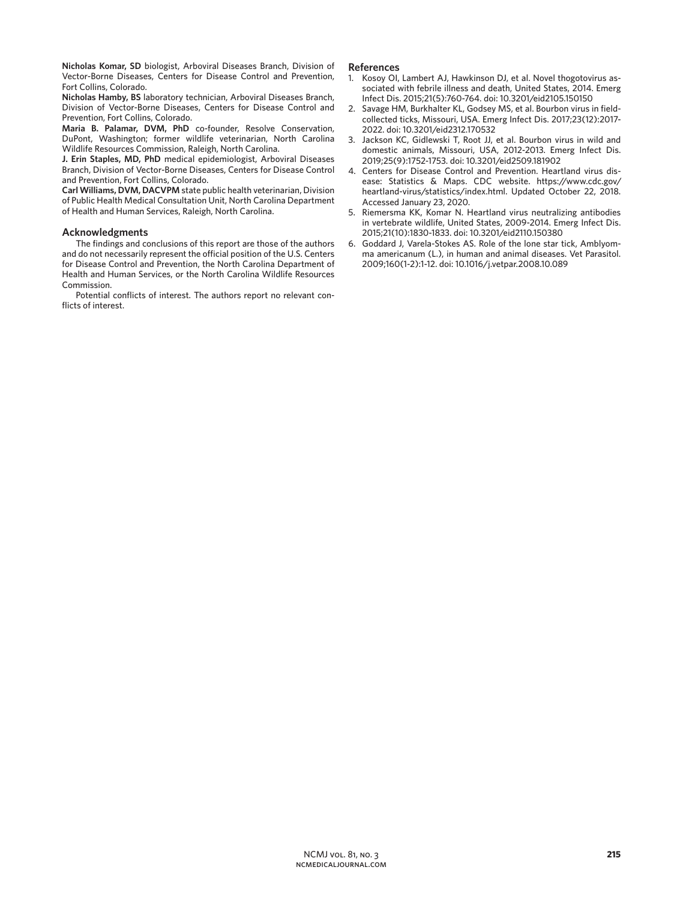**Nicholas Komar, SD** biologist, Arboviral Diseases Branch, Division of Vector-Borne Diseases, Centers for Disease Control and Prevention, Fort Collins, Colorado.

**Nicholas Hamby, BS** laboratory technician, Arboviral Diseases Branch, Division of Vector-Borne Diseases, Centers for Disease Control and Prevention, Fort Collins, Colorado.

**Maria B. Palamar, DVM, PhD** co-founder, Resolve Conservation, DuPont, Washington; former wildlife veterinarian, North Carolina Wildlife Resources Commission, Raleigh, North Carolina.

**J. Erin Staples, MD, PhD** medical epidemiologist, Arboviral Diseases Branch, Division of Vector-Borne Diseases, Centers for Disease Control and Prevention, Fort Collins, Colorado.

**Carl Williams, DVM, DACVPM** state public health veterinarian, Division of Public Health Medical Consultation Unit, North Carolina Department of Health and Human Services, Raleigh, North Carolina.

### Acknowledgments

The findings and conclusions of this report are those of the authors and do not necessarily represent the official position of the U.S. Centers for Disease Control and Prevention, the North Carolina Department of Health and Human Services, or the North Carolina Wildlife Resources Commission.

Potential conflicts of interest. The authors report no relevant conflicts of interest.

### References

1. Kosoy OI, Lambert AJ, Hawkinson DJ, et al. Novel thogotovirus associated with febrile illness and death, United States, 2014. Emerg Infect Dis. 2015;21(5):760-764. doi: 10.3201/eid2105.150150
2. Savage HM, Burkhalter KL, Godsey MS, et al. Bourbon virus in field-collected ticks, Missouri, USA. Emerg Infect Dis. 2017;23(12):2017-2022. doi: 10.3201/eid2312.170532
3. Jackson KC, Gidlewski T, Root JJ, et al. Bourbon virus in wild and domestic animals, Missouri, USA, 2012-2013. Emerg Infect Dis. 2019;25(9):1752-1753. doi: 10.3201/eid2509.181902
4. Centers for Disease Control and Prevention. Heartland virus disease: Statistics & Maps. CDC website. https://www.cdc.gov/heartland-virus/statistics/index.html. Updated October 22, 2018. Accessed January 23, 2020.
5. Riemersma KK, Komar N. Heartland virus neutralizing antibodies in vertebrate wildlife, United States, 2009-2014. Emerg Infect Dis. 2015;21(10):1830-1833. doi: 10.3201/eid2110.150380
6. Goddard J, Varela-Stokes AS. Role of the lone star tick, Amblyomma americanum (L.), in human and animal diseases. Vet Parasitol. 2009;160(1-2):1-12. doi: 10.1016/j.vetpar.2008.10.089